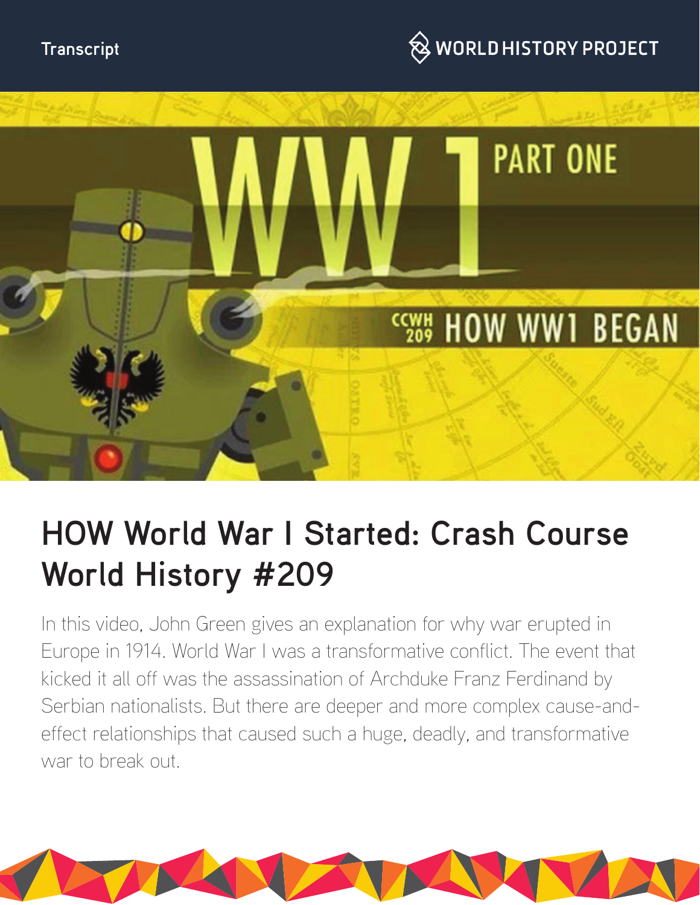Transcript

# HOW World War I Started: Crash Course World History #209

In this video, John Green gives an explanation for why war erupted in Europe in 1914. World War I was a transformative conflict. The event that kicked it all off was the assassination of Archduke Franz Ferdinand by Serbian nationalists. But there are deeper and more complex cause-and-effect relationships that caused such a huge, deadly, and transformative war to break out.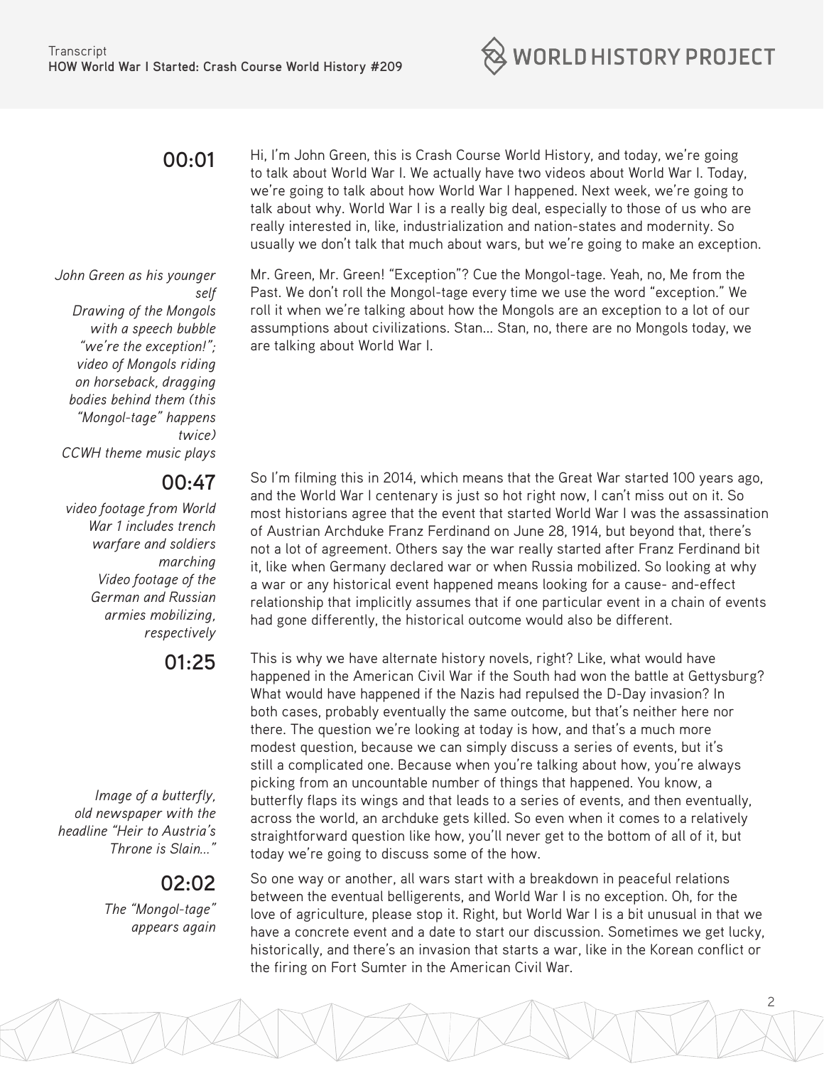**00:01**

Hi, I'm John Green, this is Crash Course World History, and today, we're going to talk about World War I. We actually have two videos about World War I. Today, we're going to talk about how World War I happened. Next week, we're going to talk about why. World War I is a really big deal, especially to those of us who are really interested in, like, industrialization and nation-states and modernity. So usually we don't talk that much about wars, but we're going to make an exception.

*John Green as his younger self*
*Drawing of the Mongols with a speech bubble "we're the exception!"; video of Mongols riding on horseback, dragging bodies behind them (this "Mongol-tage" happens twice)*
*CCWH theme music plays*

Mr. Green, Mr. Green! "Exception"? Cue the Mongol-tage. Yeah, no, Me from the Past. We don't roll the Mongol-tage every time we use the word "exception." We roll it when we're talking about how the Mongols are an exception to a lot of our assumptions about civilizations. Stan... Stan, no, there are no Mongols today, we are talking about World War I.

**00:47**

*video footage from World War 1 includes trench warfare and soldiers marching*
*Video footage of the German and Russian armies mobilizing, respectively*

So I'm filming this in 2014, which means that the Great War started 100 years ago, and the World War I centenary is just so hot right now, I can't miss out on it. So most historians agree that the event that started World War I was the assassination of Austrian Archduke Franz Ferdinand on June 28, 1914, but beyond that, there's not a lot of agreement. Others say the war really started after Franz Ferdinand bit it, like when Germany declared war or when Russia mobilized. So looking at why a war or any historical event happened means looking for a cause- and-effect relationship that implicitly assumes that if one particular event in a chain of events had gone differently, the historical outcome would also be different.

**01:25**

*Image of a butterfly, old newspaper with the headline "Heir to Austria's Throne is Slain..."*

This is why we have alternate history novels, right? Like, what would have happened in the American Civil War if the South had won the battle at Gettysburg? What would have happened if the Nazis had repulsed the D-Day invasion? In both cases, probably eventually the same outcome, but that's neither here nor there. The question we're looking at today is how, and that's a much more modest question, because we can simply discuss a series of events, but it's still a complicated one. Because when you're talking about how, you're always picking from an uncountable number of things that happened. You know, a butterfly flaps its wings and that leads to a series of events, and then eventually, across the world, an archduke gets killed. So even when it comes to a relatively straightforward question like how, you'll never get to the bottom of all of it, but today we're going to discuss some of the how.

**02:02**

*The "Mongol-tage" appears again*

So one way or another, all wars start with a breakdown in peaceful relations between the eventual belligerents, and World War I is no exception. Oh, for the love of agriculture, please stop it. Right, but World War I is a bit unusual in that we have a concrete event and a date to start our discussion. Sometimes we get lucky, historically, and there's an invasion that starts a war, like in the Korean conflict or the firing on Fort Sumter in the American Civil War.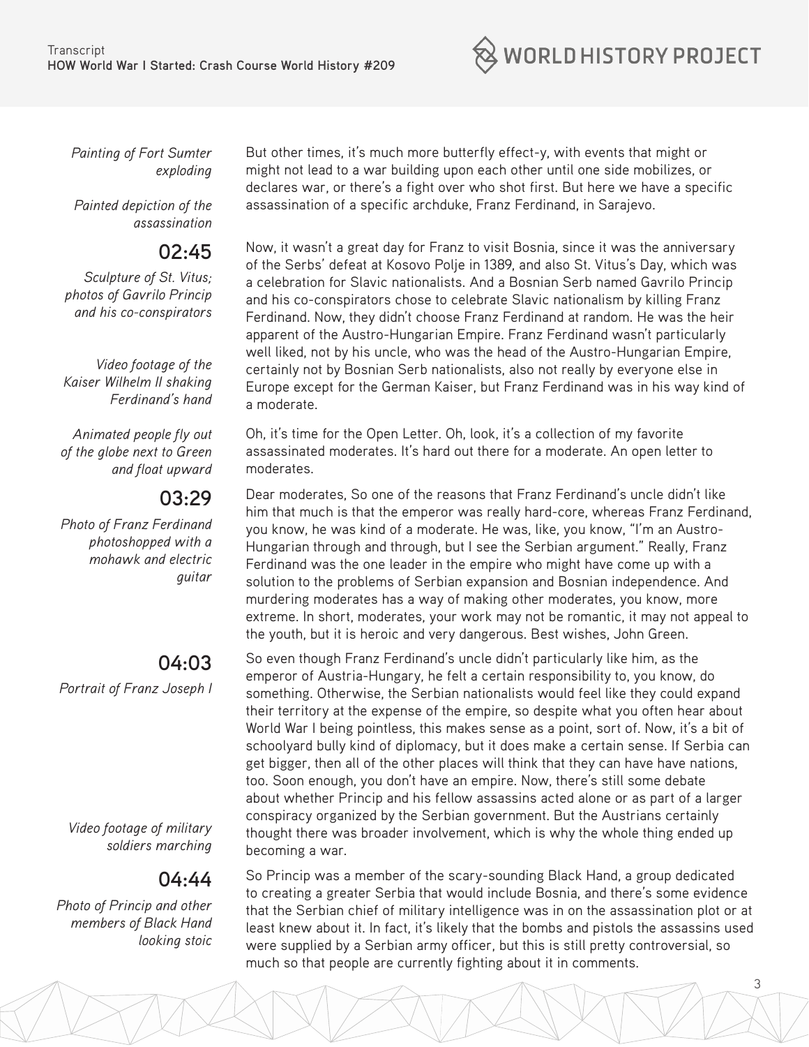*Painting of Fort Sumter exploding*

*Painted depiction of the assassination*

But other times, it's much more butterfly effect-y, with events that might or might not lead to a war building upon each other until one side mobilizes, or declares war, or there's a fight over who shot first. But here we have a specific assassination of a specific archduke, Franz Ferdinand, in Sarajevo.

**02:45**

*Sculpture of St. Vitus; photos of Gavrilo Princip and his co-conspirators*

*Video footage of the Kaiser Wilhelm II shaking Ferdinand's hand*

Now, it wasn't a great day for Franz to visit Bosnia, since it was the anniversary of the Serbs' defeat at Kosovo Polje in 1389, and also St. Vitus's Day, which was a celebration for Slavic nationalists. And a Bosnian Serb named Gavrilo Princip and his co-conspirators chose to celebrate Slavic nationalism by killing Franz Ferdinand. Now, they didn't choose Franz Ferdinand at random. He was the heir apparent of the Austro-Hungarian Empire. Franz Ferdinand wasn't particularly well liked, not by his uncle, who was the head of the Austro-Hungarian Empire, certainly not by Bosnian Serb nationalists, also not really by everyone else in Europe except for the German Kaiser, but Franz Ferdinand was in his way kind of a moderate.

*Animated people fly out of the globe next to Green and float upward*

Oh, it's time for the Open Letter. Oh, look, it's a collection of my favorite assassinated moderates. It's hard out there for a moderate. An open letter to moderates.

**03:29**

*Photo of Franz Ferdinand photoshopped with a mohawk and electric guitar*

Dear moderates, So one of the reasons that Franz Ferdinand's uncle didn't like him that much is that the emperor was really hard-core, whereas Franz Ferdinand, you know, he was kind of a moderate. He was, like, you know, "I'm an Austro-Hungarian through and through, but I see the Serbian argument." Really, Franz Ferdinand was the one leader in the empire who might have come up with a solution to the problems of Serbian expansion and Bosnian independence. And murdering moderates has a way of making other moderates, you know, more extreme. In short, moderates, your work may not be romantic, it may not appeal to the youth, but it is heroic and very dangerous. Best wishes, John Green.

**04:03**

*Portrait of Franz Joseph I*

*Video footage of military soldiers marching*

So even though Franz Ferdinand's uncle didn't particularly like him, as the emperor of Austria-Hungary, he felt a certain responsibility to, you know, do something. Otherwise, the Serbian nationalists would feel like they could expand their territory at the expense of the empire, so despite what you often hear about World War I being pointless, this makes sense as a point, sort of. Now, it's a bit of schoolyard bully kind of diplomacy, but it does make a certain sense. If Serbia can get bigger, then all of the other places will think that they can have have nations, too. Soon enough, you don't have an empire. Now, there's still some debate about whether Princip and his fellow assassins acted alone or as part of a larger conspiracy organized by the Serbian government. But the Austrians certainly thought there was broader involvement, which is why the whole thing ended up becoming a war.

**04:44**

*Photo of Princip and other members of Black Hand looking stoic*

So Princip was a member of the scary-sounding Black Hand, a group dedicated to creating a greater Serbia that would include Bosnia, and there's some evidence that the Serbian chief of military intelligence was in on the assassination plot or at least knew about it. In fact, it's likely that the bombs and pistols the assassins used were supplied by a Serbian army officer, but this is still pretty controversial, so much so that people are currently fighting about it in comments.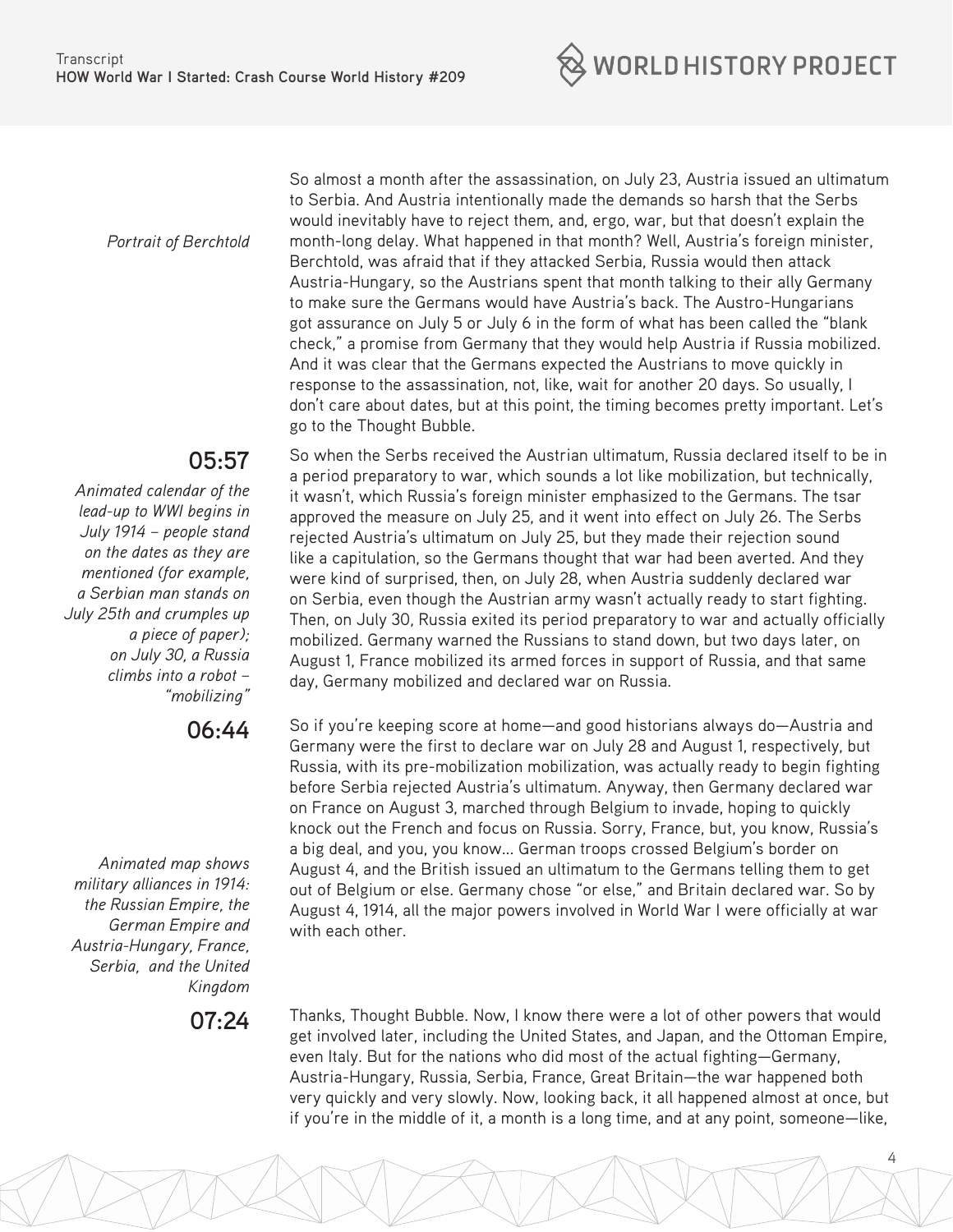*Portrait of Berchtold*

So almost a month after the assassination, on July 23, Austria issued an ultimatum to Serbia. And Austria intentionally made the demands so harsh that the Serbs would inevitably have to reject them, and, ergo, war, but that doesn't explain the month-long delay. What happened in that month? Well, Austria's foreign minister, Berchtold, was afraid that if they attacked Serbia, Russia would then attack Austria-Hungary, so the Austrians spent that month talking to their ally Germany to make sure the Germans would have Austria's back. The Austro-Hungarians got assurance on July 5 or July 6 in the form of what has been called the "blank check," a promise from Germany that they would help Austria if Russia mobilized. And it was clear that the Germans expected the Austrians to move quickly in response to the assassination, not, like, wait for another 20 days. So usually, I don't care about dates, but at this point, the timing becomes pretty important. Let's go to the Thought Bubble.

**05:57**

*Animated calendar of the lead-up to WWI begins in July 1914 – people stand on the dates as they are mentioned (for example, a Serbian man stands on July 25th and crumples up a piece of paper); on July 30, a Russia climbs into a robot – "mobilizing"*

So when the Serbs received the Austrian ultimatum, Russia declared itself to be in a period preparatory to war, which sounds a lot like mobilization, but technically, it wasn't, which Russia's foreign minister emphasized to the Germans. The tsar approved the measure on July 25, and it went into effect on July 26. The Serbs rejected Austria's ultimatum on July 25, but they made their rejection sound like a capitulation, so the Germans thought that war had been averted. And they were kind of surprised, then, on July 28, when Austria suddenly declared war on Serbia, even though the Austrian army wasn't actually ready to start fighting. Then, on July 30, Russia exited its period preparatory to war and actually officially mobilized. Germany warned the Russians to stand down, but two days later, on August 1, France mobilized its armed forces in support of Russia, and that same day, Germany mobilized and declared war on Russia.

**06:44**

*Animated map shows military alliances in 1914: the Russian Empire, the German Empire and Austria-Hungary, France, Serbia, and the United Kingdom*

So if you're keeping score at home—and good historians always do—Austria and Germany were the first to declare war on July 28 and August 1, respectively, but Russia, with its pre-mobilization mobilization, was actually ready to begin fighting before Serbia rejected Austria's ultimatum. Anyway, then Germany declared war on France on August 3, marched through Belgium to invade, hoping to quickly knock out the French and focus on Russia. Sorry, France, but, you know, Russia's a big deal, and you, you know... German troops crossed Belgium's border on August 4, and the British issued an ultimatum to the Germans telling them to get out of Belgium or else. Germany chose "or else," and Britain declared war. So by August 4, 1914, all the major powers involved in World War I were officially at war with each other.

**07:24**

Thanks, Thought Bubble. Now, I know there were a lot of other powers that would get involved later, including the United States, and Japan, and the Ottoman Empire, even Italy. But for the nations who did most of the actual fighting—Germany, Austria-Hungary, Russia, Serbia, France, Great Britain—the war happened both very quickly and very slowly. Now, looking back, it all happened almost at once, but if you're in the middle of it, a month is a long time, and at any point, someone—like,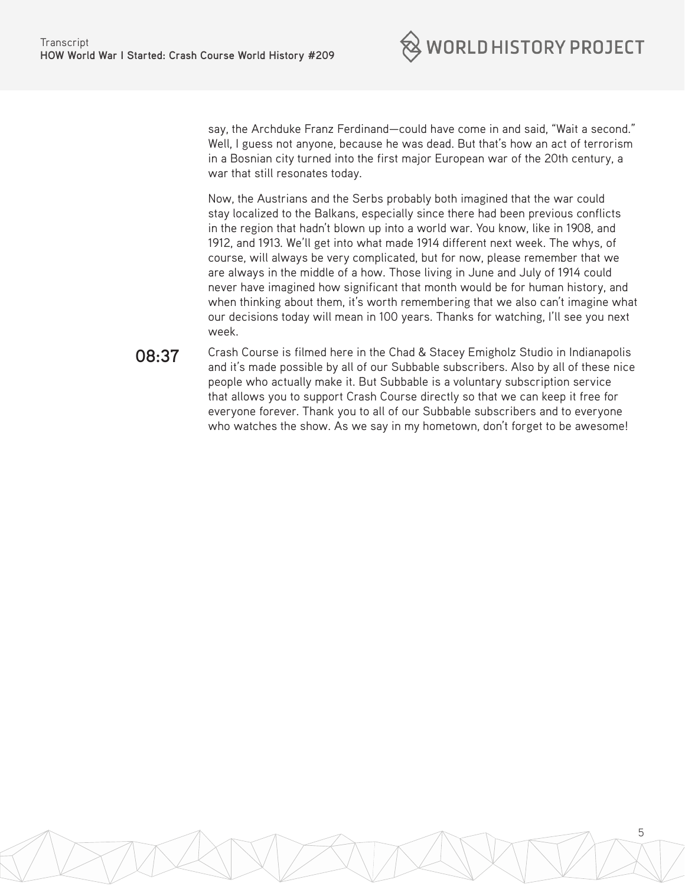say, the Archduke Franz Ferdinand—could have come in and said, "Wait a second." Well, I guess not anyone, because he was dead. But that's how an act of terrorism in a Bosnian city turned into the first major European war of the 20th century, a war that still resonates today.

Now, the Austrians and the Serbs probably both imagined that the war could stay localized to the Balkans, especially since there had been previous conflicts in the region that hadn't blown up into a world war. You know, like in 1908, and 1912, and 1913. We'll get into what made 1914 different next week. The whys, of course, will always be very complicated, but for now, please remember that we are always in the middle of a how. Those living in June and July of 1914 could never have imagined how significant that month would be for human history, and when thinking about them, it's worth remembering that we also can't imagine what our decisions today will mean in 100 years. Thanks for watching, I'll see you next week.

**08:37** Crash Course is filmed here in the Chad & Stacey Emigholz Studio in Indianapolis and it's made possible by all of our Subbable subscribers. Also by all of these nice people who actually make it. But Subbable is a voluntary subscription service that allows you to support Crash Course directly so that we can keep it free for everyone forever. Thank you to all of our Subbable subscribers and to everyone who watches the show. As we say in my hometown, don't forget to be awesome!